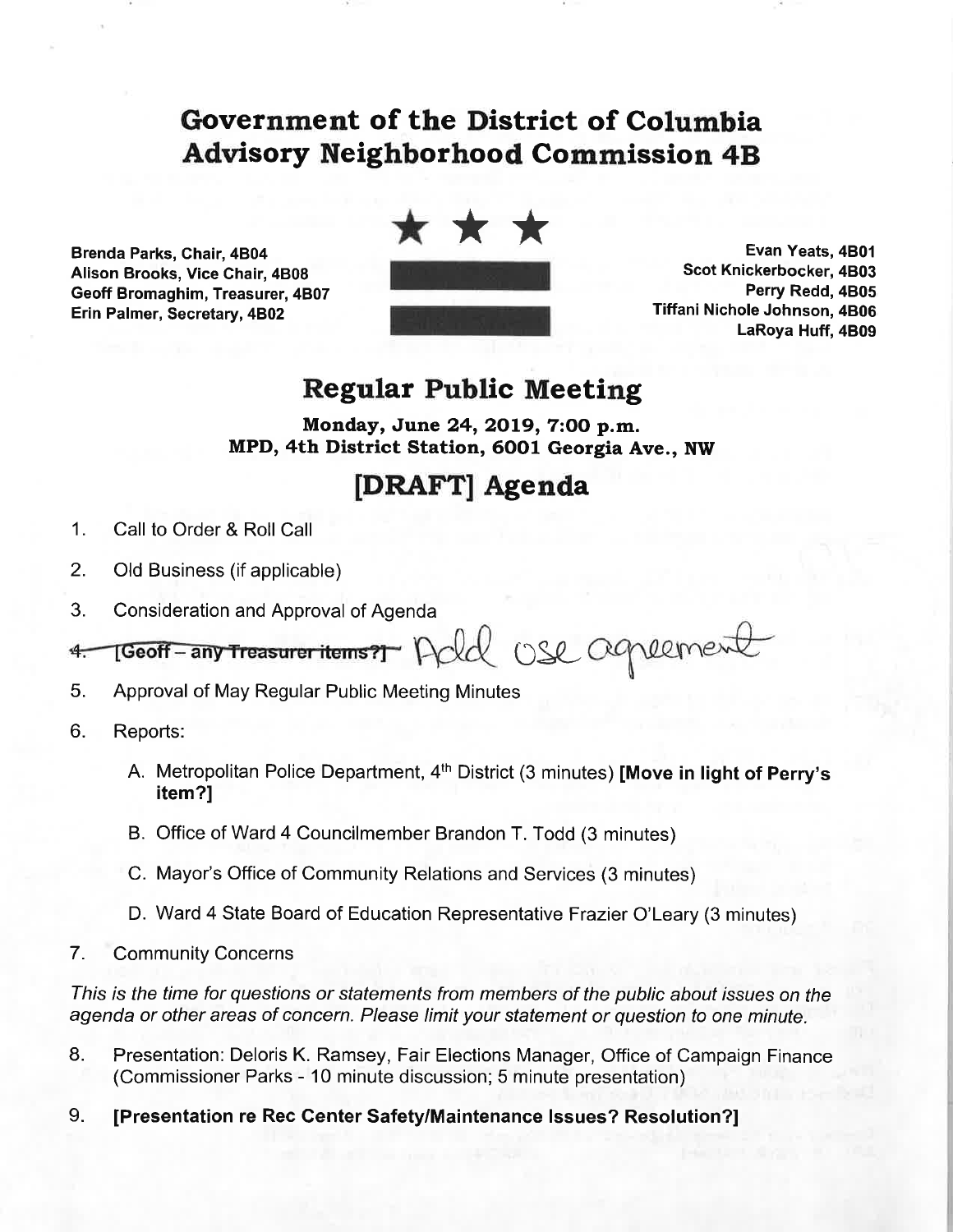# Government of the District of Columbia
# Advisory Neighborhood Commission 4B

**Brenda Parks, Chair, 4B04**
**Alison Brooks, Vice Chair, 4B08**
**Geoff Bromaghim, Treasurer, 4B07**
**Erin Palmer, Secretary, 4B02**

**Evan Yeats, 4B01**
**Scot Knickerbocker, 4B03**
**Perry Redd, 4B05**
**Tiffani Nichole Johnson, 4B06**
**LaRoya Huff, 4B09**

## Regular Public Meeting

**Monday, June 24, 2019, 7:00 p.m.**
**MPD, 4th District Station, 6001 Georgia Ave., NW**

## [DRAFT] Agenda

1. Call to Order & Roll Call
2. Old Business (if applicable)
3. Consideration and Approval of Agenda
4. ~~**[Geoff – any Treasurer items?]**~~ Add OSE agreement
5. Approval of May Regular Public Meeting Minutes
6. Reports:
   - A. Metropolitan Police Department, 4th District (3 minutes) **[Move in light of Perry's item?]**
   - B. Office of Ward 4 Councilmember Brandon T. Todd (3 minutes)
   - C. Mayor's Office of Community Relations and Services (3 minutes)
   - D. Ward 4 State Board of Education Representative Frazier O'Leary (3 minutes)
7. Community Concerns

*This is the time for questions or statements from members of the public about issues on the agenda or other areas of concern. Please limit your statement or question to one minute.*

8. Presentation: Deloris K. Ramsey, Fair Elections Manager, Office of Campaign Finance (Commissioner Parks - 10 minute discussion; 5 minute presentation)
9. **[Presentation re Rec Center Safety/Maintenance Issues? Resolution?]**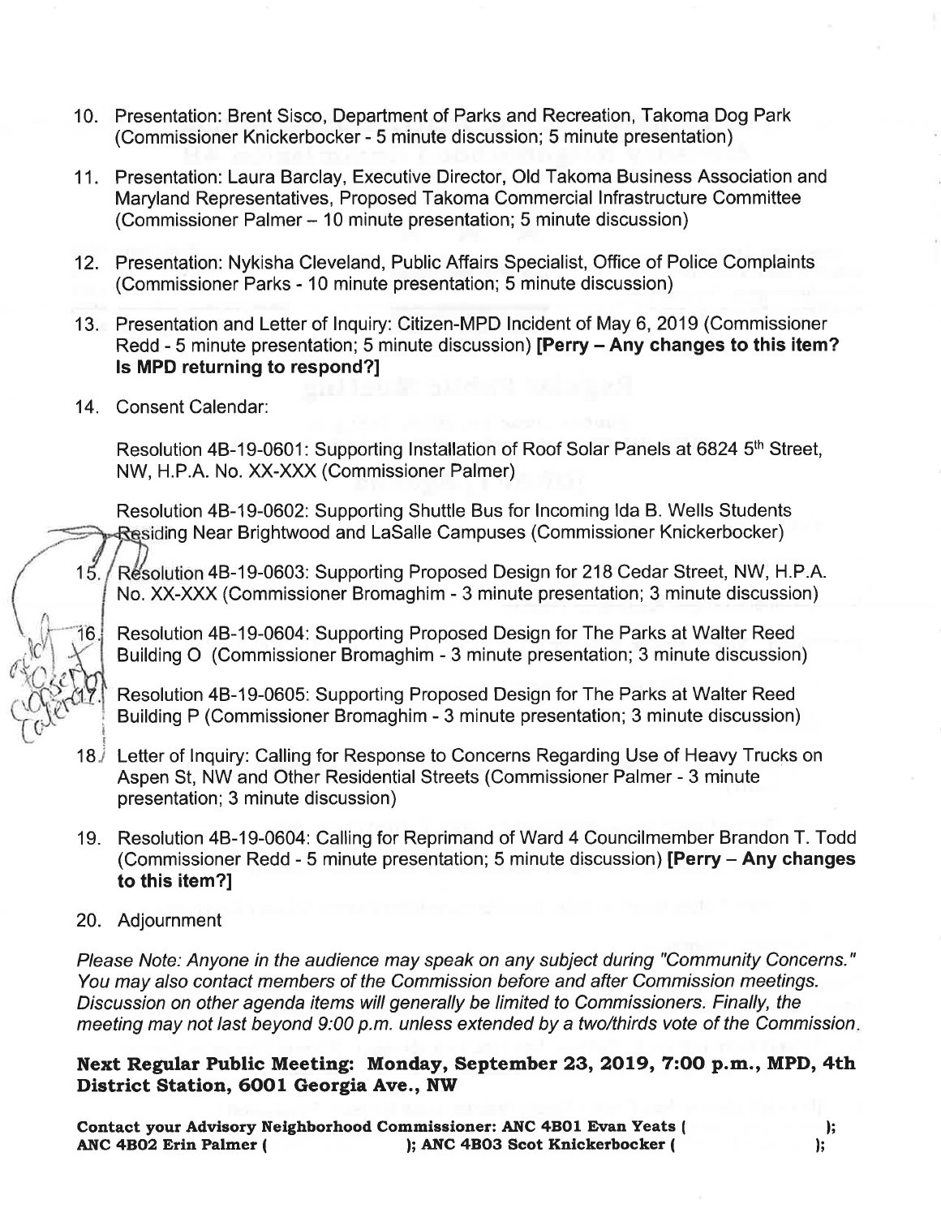10. Presentation: Brent Sisco, Department of Parks and Recreation, Takoma Dog Park (Commissioner Knickerbocker - 5 minute discussion; 5 minute presentation)

11. Presentation: Laura Barclay, Executive Director, Old Takoma Business Association and Maryland Representatives, Proposed Takoma Commercial Infrastructure Committee (Commissioner Palmer – 10 minute presentation; 5 minute discussion)

12. Presentation: Nykisha Cleveland, Public Affairs Specialist, Office of Police Complaints (Commissioner Parks - 10 minute presentation; 5 minute discussion)

13. Presentation and Letter of Inquiry: Citizen-MPD Incident of May 6, 2019 (Commissioner Redd - 5 minute presentation; 5 minute discussion) **[Perry – Any changes to this item? Is MPD returning to respond?]**

14. Consent Calendar:

    Resolution 4B-19-0601: Supporting Installation of Roof Solar Panels at 6824 5th Street, NW, H.P.A. No. XX-XXX (Commissioner Palmer)

    Resolution 4B-19-0602: Supporting Shuttle Bus for Incoming Ida B. Wells Students Residing Near Brightwood and LaSalle Campuses (Commissioner Knickerbocker)

15. Resolution 4B-19-0603: Supporting Proposed Design for 218 Cedar Street, NW, H.P.A. No. XX-XXX (Commissioner Bromaghim - 3 minute presentation; 3 minute discussion)

16. Resolution 4B-19-0604: Supporting Proposed Design for The Parks at Walter Reed Building O (Commissioner Bromaghim - 3 minute presentation; 3 minute discussion)

17. Resolution 4B-19-0605: Supporting Proposed Design for The Parks at Walter Reed Building P (Commissioner Bromaghim - 3 minute presentation; 3 minute discussion)

    *add to Consent Calendar*

18. Letter of Inquiry: Calling for Response to Concerns Regarding Use of Heavy Trucks on Aspen St, NW and Other Residential Streets (Commissioner Palmer - 3 minute presentation; 3 minute discussion)

19. Resolution 4B-19-0604: Calling for Reprimand of Ward 4 Councilmember Brandon T. Todd (Commissioner Redd - 5 minute presentation; 5 minute discussion) **[Perry – Any changes to this item?]**

20. Adjournment

*Please Note: Anyone in the audience may speak on any subject during "Community Concerns." You may also contact members of the Commission before and after Commission meetings. Discussion on other agenda items will generally be limited to Commissioners. Finally, the meeting may not last beyond 9:00 p.m. unless extended by a two/thirds vote of the Commission.*

**Next Regular Public Meeting: Monday, September 23, 2019, 7:00 p.m., MPD, 4th District Station, 6001 Georgia Ave., NW**

**Contact your Advisory Neighborhood Commissioner: ANC 4B01 Evan Yeats ( ); ANC 4B02 Erin Palmer ( ); ANC 4B03 Scot Knickerbocker ( );**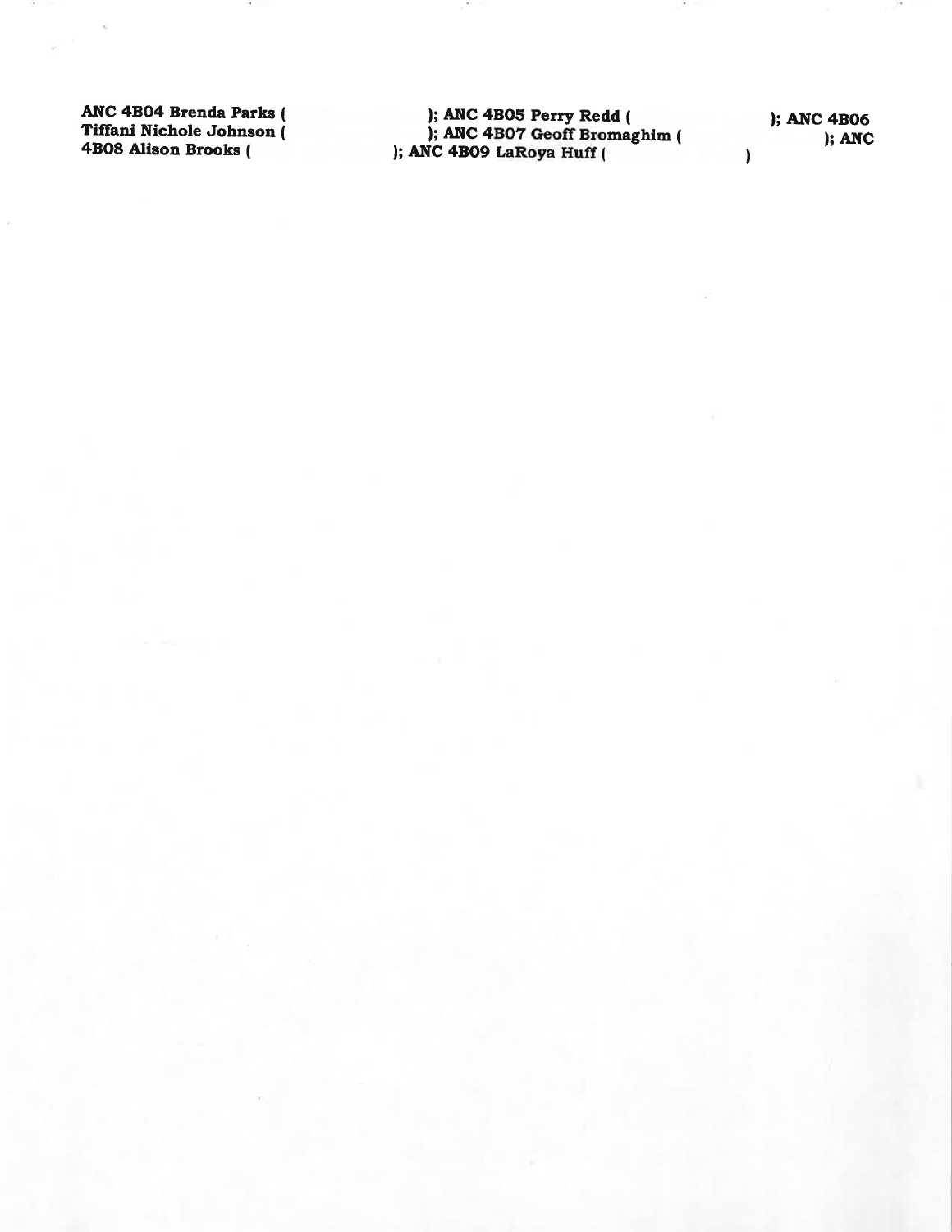**ANC 4B04 Brenda Parks ( ); ANC 4B05 Perry Redd ( ); ANC 4B06 Tiffani Nichole Johnson ( ); ANC 4B07 Geoff Bromaghim ( ); ANC 4B08 Alison Brooks ( ); ANC 4B09 LaRoya Huff ( )**